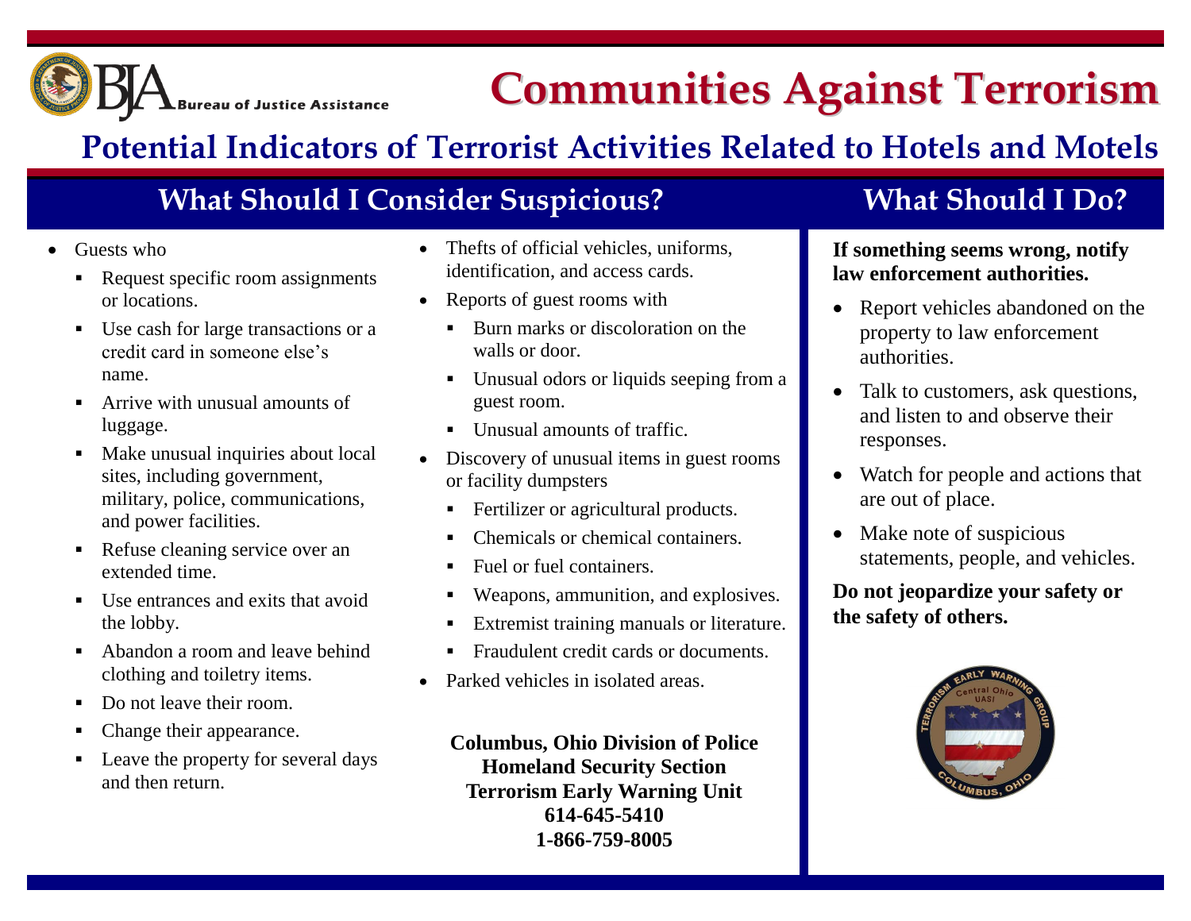# Communities Against Terrorism

## Potential Indicators of Terrorist Activities Related to Hotels and Motels

### What Should I Consider Suspicious?

- Guests who
  - Request specific room assignments or locations.
  - Use cash for large transactions or a credit card in someone else's name.
  - Arrive with unusual amounts of luggage.
  - Make unusual inquiries about local sites, including government, military, police, communications, and power facilities.
  - Refuse cleaning service over an extended time.
  - Use entrances and exits that avoid the lobby.
  - Abandon a room and leave behind clothing and toiletry items.
  - Do not leave their room.
  - Change their appearance.
  - Leave the property for several days and then return.
- Thefts of official vehicles, uniforms, identification, and access cards.
- Reports of guest rooms with
  - Burn marks or discoloration on the walls or door.
  - Unusual odors or liquids seeping from a guest room.
  - Unusual amounts of traffic.
- Discovery of unusual items in guest rooms or facility dumpsters
  - Fertilizer or agricultural products.
  - Chemicals or chemical containers.
  - Fuel or fuel containers.
  - Weapons, ammunition, and explosives.
  - Extremist training manuals or literature.
  - Fraudulent credit cards or documents.
- Parked vehicles in isolated areas.

**Columbus, Ohio Division of Police**
**Homeland Security Section**
**Terrorism Early Warning Unit**
**614-645-5410**
**1-866-759-8005**

### What Should I Do?

**If something seems wrong, notify law enforcement authorities.**

- Report vehicles abandoned on the property to law enforcement authorities.
- Talk to customers, ask questions, and listen to and observe their responses.
- Watch for people and actions that are out of place.
- Make note of suspicious statements, people, and vehicles.

**Do not jeopardize your safety or the safety of others.**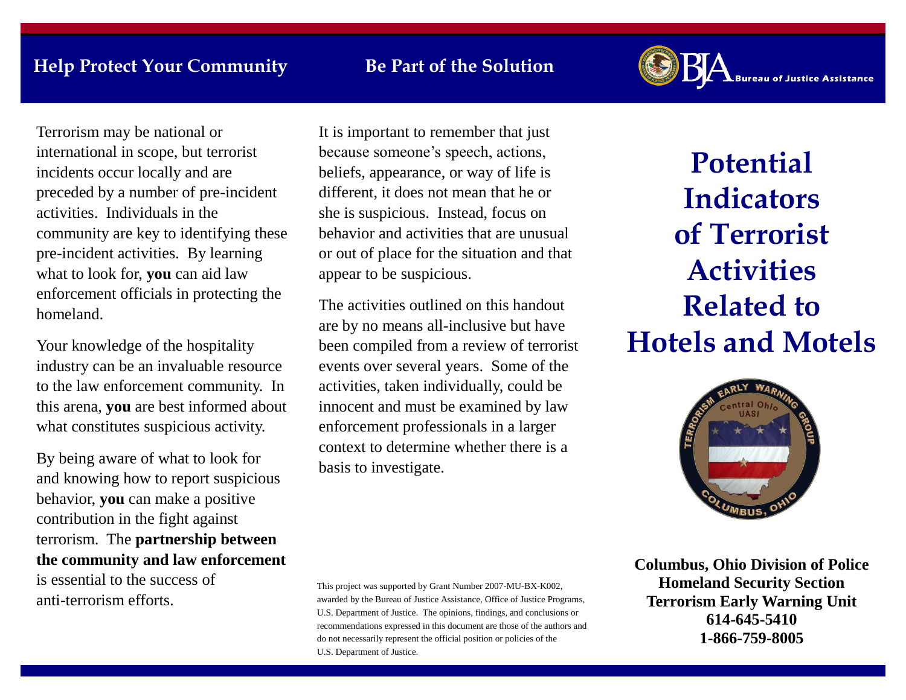**Help Protect Your Community** **Be Part of the Solution**

Bureau of Justice Assistance

Terrorism may be national or international in scope, but terrorist incidents occur locally and are preceded by a number of pre-incident activities. Individuals in the community are key to identifying these pre-incident activities. By learning what to look for, **you** can aid law enforcement officials in protecting the homeland.

Your knowledge of the hospitality industry can be an invaluable resource to the law enforcement community. In this arena, **you** are best informed about what constitutes suspicious activity.

By being aware of what to look for and knowing how to report suspicious behavior, **you** can make a positive contribution in the fight against terrorism. The **partnership between the community and law enforcement** is essential to the success of anti-terrorism efforts.

It is important to remember that just because someone's speech, actions, beliefs, appearance, or way of life is different, it does not mean that he or she is suspicious. Instead, focus on behavior and activities that are unusual or out of place for the situation and that appear to be suspicious.

The activities outlined on this handout are by no means all-inclusive but have been compiled from a review of terrorist events over several years. Some of the activities, taken individually, could be innocent and must be examined by law enforcement professionals in a larger context to determine whether there is a basis to investigate.

This project was supported by Grant Number 2007-MU-BX-K002, awarded by the Bureau of Justice Assistance, Office of Justice Programs, U.S. Department of Justice. The opinions, findings, and conclusions or recommendations expressed in this document are those of the authors and do not necessarily represent the official position or policies of the U.S. Department of Justice.

# Potential Indicators of Terrorist Activities Related to Hotels and Motels

**Columbus, Ohio Division of Police**
**Homeland Security Section**
**Terrorism Early Warning Unit**
**614-645-5410**
**1-866-759-8005**